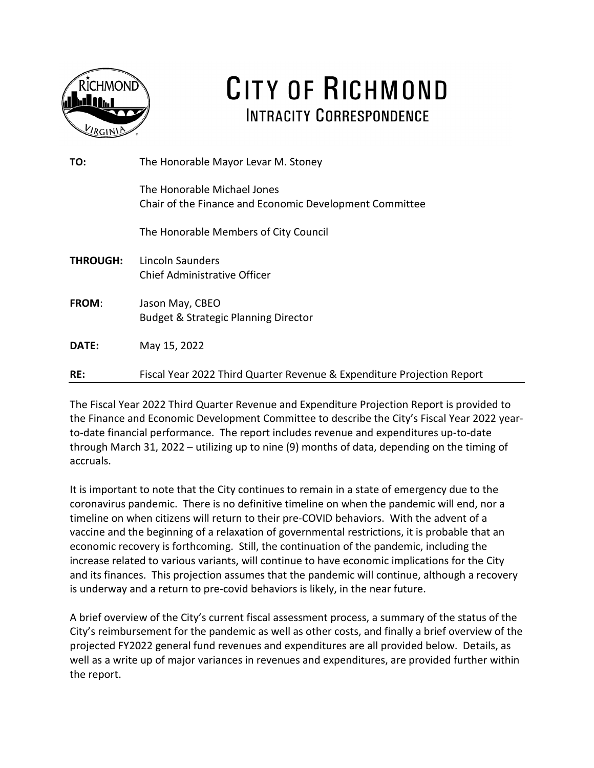# CITY OF RICHMOND

## INTRACITY CORRESPONDENCE

**TO:** The Honorable Mayor Levar M. Stoney

The Honorable Michael Jones
Chair of the Finance and Economic Development Committee

The Honorable Members of City Council

**THROUGH:** Lincoln Saunders
Chief Administrative Officer

**FROM**: Jason May, CBEO
Budget & Strategic Planning Director

**DATE:** May 15, 2022

**RE:** Fiscal Year 2022 Third Quarter Revenue & Expenditure Projection Report

---

The Fiscal Year 2022 Third Quarter Revenue and Expenditure Projection Report is provided to the Finance and Economic Development Committee to describe the City's Fiscal Year 2022 year-to-date financial performance. The report includes revenue and expenditures up-to-date through March 31, 2022 – utilizing up to nine (9) months of data, depending on the timing of accruals.

It is important to note that the City continues to remain in a state of emergency due to the coronavirus pandemic. There is no definitive timeline on when the pandemic will end, nor a timeline on when citizens will return to their pre-COVID behaviors. With the advent of a vaccine and the beginning of a relaxation of governmental restrictions, it is probable that an economic recovery is forthcoming. Still, the continuation of the pandemic, including the increase related to various variants, will continue to have economic implications for the City and its finances. This projection assumes that the pandemic will continue, although a recovery is underway and a return to pre-covid behaviors is likely, in the near future.

A brief overview of the City's current fiscal assessment process, a summary of the status of the City's reimbursement for the pandemic as well as other costs, and finally a brief overview of the projected FY2022 general fund revenues and expenditures are all provided below. Details, as well as a write up of major variances in revenues and expenditures, are provided further within the report.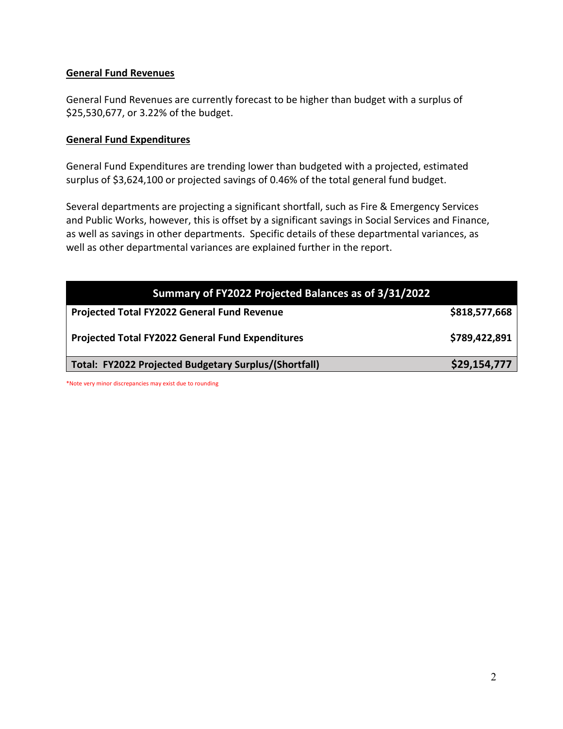**General Fund Revenues**

General Fund Revenues are currently forecast to be higher than budget with a surplus of $25,530,677, or 3.22% of the budget.

**General Fund Expenditures**

General Fund Expenditures are trending lower than budgeted with a projected, estimated surplus of $3,624,100 or projected savings of 0.46% of the total general fund budget.

Several departments are projecting a significant shortfall, such as Fire & Emergency Services and Public Works, however, this is offset by a significant savings in Social Services and Finance, as well as savings in other departments. Specific details of these departmental variances, as well as other departmental variances are explained further in the report.

| Summary of FY2022 Projected Balances as of 3/31/2022 | |
|---|---|
| **Projected Total FY2022 General Fund Revenue** | **$818,577,668** |
| **Projected Total FY2022 General Fund Expenditures** | **$789,422,891** |
| **Total: FY2022 Projected Budgetary Surplus/(Shortfall)** | **$29,154,777** |

*Note very minor discrepancies may exist due to rounding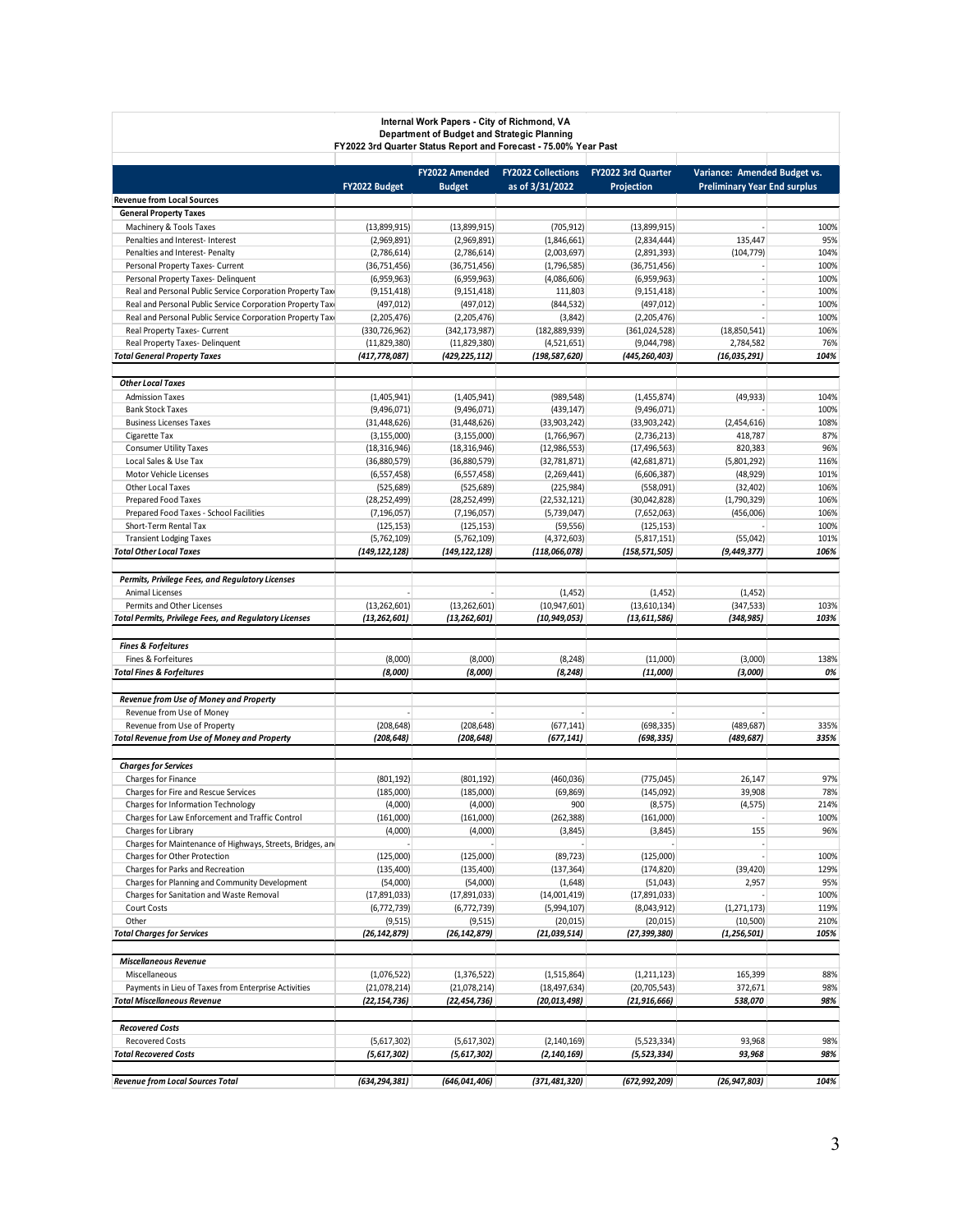**Internal Work Papers - City of Richmond, VA**
**Department of Budget and Strategic Planning**
**FY2022 3rd Quarter Status Report and Forecast - 75.00% Year Past**

| | FY2022 Budget | FY2022 Amended Budget | FY2022 Collections as of 3/31/2022 | FY2022 3rd Quarter Projection | Variance: Amended Budget vs. Preliminary Year End surplus | |
|---|---|---|---|---|---|---|
| **Revenue from Local Sources** | | | | | | |
| **General Property Taxes** | | | | | | |
| Machinery & Tools Taxes | (13,899,915) | (13,899,915) | (705,912) | (13,899,915) | - | 100% |
| Penalties and Interest- Interest | (2,969,891) | (2,969,891) | (1,846,661) | (2,834,444) | 135,447 | 95% |
| Penalties and Interest- Penalty | (2,786,614) | (2,786,614) | (2,003,697) | (2,891,393) | (104,779) | 104% |
| Personal Property Taxes- Current | (36,751,456) | (36,751,456) | (1,796,585) | (36,751,456) | - | 100% |
| Personal Property Taxes- Delinquent | (6,959,963) | (6,959,963) | (4,086,606) | (6,959,963) | - | 100% |
| Real and Personal Public Service Corporation Property Tax | (9,151,418) | (9,151,418) | 111,803 | (9,151,418) | - | 100% |
| Real and Personal Public Service Corporation Property Tax | (497,012) | (497,012) | (844,532) | (497,012) | - | 100% |
| Real and Personal Public Service Corporation Property Tax | (2,205,476) | (2,205,476) | (3,842) | (2,205,476) | - | 100% |
| Real Property Taxes- Current | (330,726,962) | (342,173,987) | (182,889,939) | (361,024,528) | (18,850,541) | 106% |
| Real Property Taxes- Delinquent | (11,829,380) | (11,829,380) | (4,521,651) | (9,044,798) | 2,784,582 | 76% |
| ***Total General Property Taxes*** | ***(417,778,087)*** | ***(429,225,112)*** | ***(198,587,620)*** | ***(445,260,403)*** | ***(16,035,291)*** | ***104%*** |
| | | | | | | |
| ***Other Local Taxes*** | | | | | | |
| Admission Taxes | (1,405,941) | (1,405,941) | (989,548) | (1,455,874) | (49,933) | 104% |
| Bank Stock Taxes | (9,496,071) | (9,496,071) | (439,147) | (9,496,071) | - | 100% |
| Business Licenses Taxes | (31,448,626) | (31,448,626) | (33,903,242) | (33,903,242) | (2,454,616) | 108% |
| Cigarette Tax | (3,155,000) | (3,155,000) | (1,766,967) | (2,736,213) | 418,787 | 87% |
| Consumer Utility Taxes | (18,316,946) | (18,316,946) | (12,986,553) | (17,496,563) | 820,383 | 96% |
| Local Sales & Use Tax | (36,880,579) | (36,880,579) | (32,781,871) | (42,681,871) | (5,801,292) | 116% |
| Motor Vehicle Licenses | (6,557,458) | (6,557,458) | (2,269,441) | (6,606,387) | (48,929) | 101% |
| Other Local Taxes | (525,689) | (525,689) | (225,984) | (558,091) | (32,402) | 106% |
| Prepared Food Taxes | (28,252,499) | (28,252,499) | (22,532,121) | (30,042,828) | (1,790,329) | 106% |
| Prepared Food Taxes - School Facilities | (7,196,057) | (7,196,057) | (5,739,047) | (7,652,063) | (456,006) | 106% |
| Short-Term Rental Tax | (125,153) | (125,153) | (59,556) | (125,153) | - | 100% |
| Transient Lodging Taxes | (5,762,109) | (5,762,109) | (4,372,603) | (5,817,151) | (55,042) | 101% |
| ***Total Other Local Taxes*** | ***(149,122,128)*** | ***(149,122,128)*** | ***(118,066,078)*** | ***(158,571,505)*** | ***(9,449,377)*** | ***106%*** |
| | | | | | | |
| ***Permits, Privilege Fees, and Regulatory Licenses*** | | | | | | |
| Animal Licenses | - | - | (1,452) | (1,452) | (1,452) | |
| Permits and Other Licenses | (13,262,601) | (13,262,601) | (10,947,601) | (13,610,134) | (347,533) | 103% |
| ***Total Permits, Privilege Fees, and Regulatory Licenses*** | ***(13,262,601)*** | ***(13,262,601)*** | ***(10,949,053)*** | ***(13,611,586)*** | ***(348,985)*** | ***103%*** |
| | | | | | | |
| ***Fines & Forfeitures*** | | | | | | |
| Fines & Forfeitures | (8,000) | (8,000) | (8,248) | (11,000) | (3,000) | 138% |
| ***Total Fines & Forfeitures*** | ***(8,000)*** | ***(8,000)*** | ***(8,248)*** | ***(11,000)*** | ***(3,000)*** | ***0%*** |
| | | | | | | |
| ***Revenue from Use of Money and Property*** | | | | | | |
| Revenue from Use of Money | - | - | - | - | - | |
| Revenue from Use of Property | (208,648) | (208,648) | (677,141) | (698,335) | (489,687) | 335% |
| ***Total Revenue from Use of Money and Property*** | ***(208,648)*** | ***(208,648)*** | ***(677,141)*** | ***(698,335)*** | ***(489,687)*** | ***335%*** |
| | | | | | | |
| ***Charges for Services*** | | | | | | |
| Charges for Finance | (801,192) | (801,192) | (460,036) | (775,045) | 26,147 | 97% |
| Charges for Fire and Rescue Services | (185,000) | (185,000) | (69,869) | (145,092) | 39,908 | 78% |
| Charges for Information Technology | (4,000) | (4,000) | 900 | (8,575) | (4,575) | 214% |
| Charges for Law Enforcement and Traffic Control | (161,000) | (161,000) | (262,388) | (161,000) | - | 100% |
| Charges for Library | (4,000) | (4,000) | (3,845) | (3,845) | 155 | 96% |
| Charges for Maintenance of Highways, Streets, Bridges, an | - | - | - | - | - | |
| Charges for Other Protection | (125,000) | (125,000) | (89,723) | (125,000) | - | 100% |
| Charges for Parks and Recreation | (135,400) | (135,400) | (137,364) | (174,820) | (39,420) | 129% |
| Charges for Planning and Community Development | (54,000) | (54,000) | (1,648) | (51,043) | 2,957 | 95% |
| Charges for Sanitation and Waste Removal | (17,891,033) | (17,891,033) | (14,001,419) | (17,891,033) | - | 100% |
| Court Costs | (6,772,739) | (6,772,739) | (5,994,107) | (8,043,912) | (1,271,173) | 119% |
| Other | (9,515) | (9,515) | (20,015) | (20,015) | (10,500) | 210% |
| ***Total Charges for Services*** | ***(26,142,879)*** | ***(26,142,879)*** | ***(21,039,514)*** | ***(27,399,380)*** | ***(1,256,501)*** | ***105%*** |
| | | | | | | |
| ***Miscellaneous Revenue*** | | | | | | |
| Miscellaneous | (1,076,522) | (1,376,522) | (1,515,864) | (1,211,123) | 165,399 | 88% |
| Payments in Lieu of Taxes from Enterprise Activities | (21,078,214) | (21,078,214) | (18,497,634) | (20,705,543) | 372,671 | 98% |
| ***Total Miscellaneous Revenue*** | ***(22,154,736)*** | ***(22,454,736)*** | ***(20,013,498)*** | ***(21,916,666)*** | ***538,070*** | ***98%*** |
| | | | | | | |
| ***Recovered Costs*** | | | | | | |
| Recovered Costs | (5,617,302) | (5,617,302) | (2,140,169) | (5,523,334) | 93,968 | 98% |
| ***Total Recovered Costs*** | ***(5,617,302)*** | ***(5,617,302)*** | ***(2,140,169)*** | ***(5,523,334)*** | ***93,968*** | ***98%*** |
| | | | | | | |
| ***Revenue from Local Sources Total*** | ***(634,294,381)*** | ***(646,041,406)*** | ***(371,481,320)*** | ***(672,992,209)*** | ***(26,947,803)*** | ***104%*** |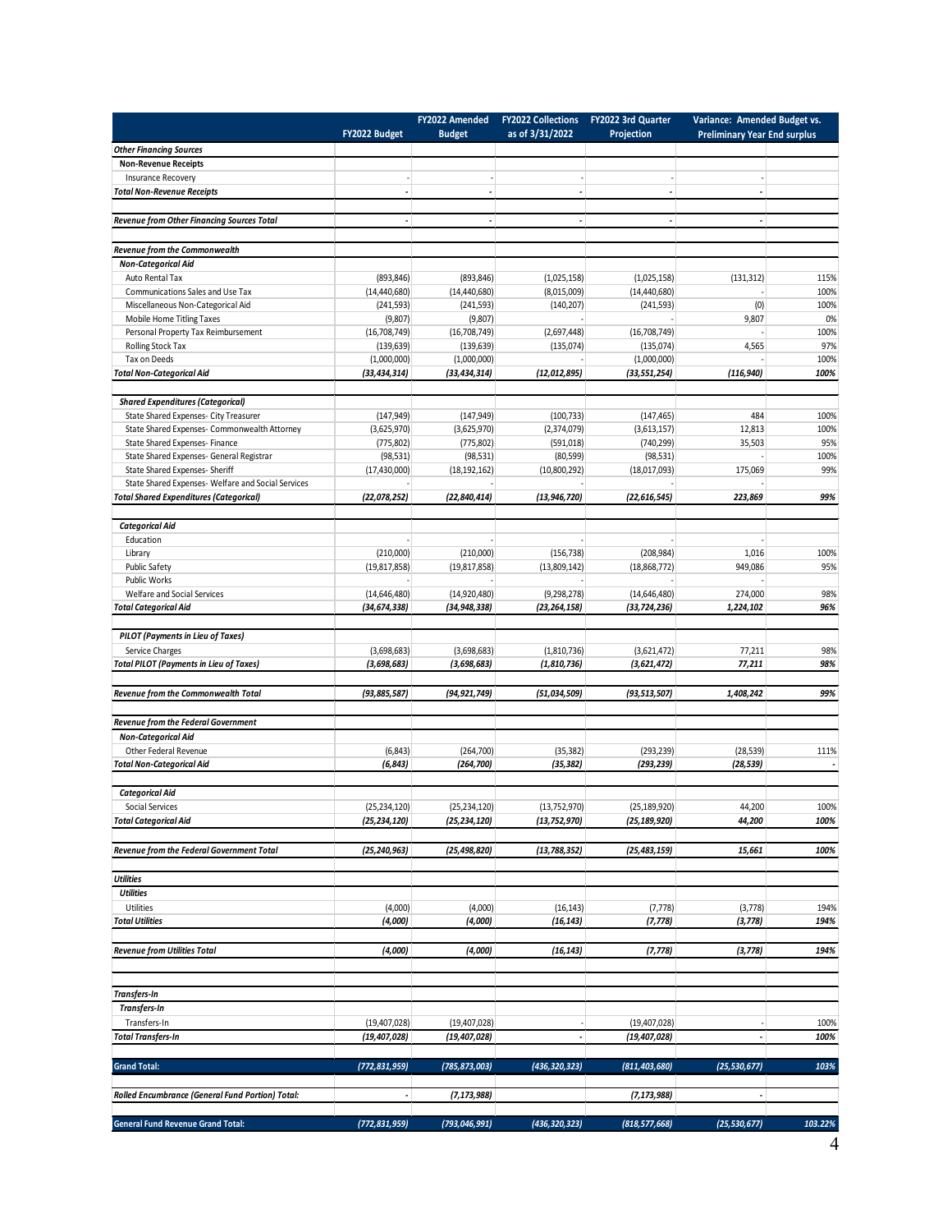| | FY2022 Budget | FY2022 Amended Budget | FY2022 Collections as of 3/31/2022 | FY2022 3rd Quarter Projection | Variance: Amended Budget vs. Preliminary Year End surplus | |
|---|---|---|---|---|---|---|
| ***Other Financing Sources*** | | | | | | |
| **Non-Revenue Receipts** | | | | | | |
| Insurance Recovery | - | - | - | - | - | |
| ***Total Non-Revenue Receipts*** | - | - | - | - | - | |
| | | | | | | |
| ***Revenue from Other Financing Sources Total*** | - | - | - | - | - | |
| | | | | | | |
| ***Revenue from the Commonwealth*** | | | | | | |
| ***Non-Categorical Aid*** | | | | | | |
| Auto Rental Tax | (893,846) | (893,846) | (1,025,158) | (1,025,158) | (131,312) | 115% |
| Communications Sales and Use Tax | (14,440,680) | (14,440,680) | (8,015,009) | (14,440,680) | - | 100% |
| Miscellaneous Non-Categorical Aid | (241,593) | (241,593) | (140,207) | (241,593) | (0) | 100% |
| Mobile Home Titling Taxes | (9,807) | (9,807) | - | - | 9,807 | 0% |
| Personal Property Tax Reimbursement | (16,708,749) | (16,708,749) | (2,697,448) | (16,708,749) | - | 100% |
| Rolling Stock Tax | (139,639) | (139,639) | (135,074) | (135,074) | 4,565 | 97% |
| Tax on Deeds | (1,000,000) | (1,000,000) | - | (1,000,000) | - | 100% |
| ***Total Non-Categorical Aid*** | ***(33,434,314)*** | ***(33,434,314)*** | ***(12,012,895)*** | ***(33,551,254)*** | ***(116,940)*** | ***100%*** |
| | | | | | | |
| ***Shared Expenditures (Categorical)*** | | | | | | |
| State Shared Expenses- City Treasurer | (147,949) | (147,949) | (100,733) | (147,465) | 484 | 100% |
| State Shared Expenses- Commonwealth Attorney | (3,625,970) | (3,625,970) | (2,374,079) | (3,613,157) | 12,813 | 100% |
| State Shared Expenses- Finance | (775,802) | (775,802) | (591,018) | (740,299) | 35,503 | 95% |
| State Shared Expenses- General Registrar | (98,531) | (98,531) | (80,599) | (98,531) | - | 100% |
| State Shared Expenses- Sheriff | (17,430,000) | (18,192,162) | (10,800,292) | (18,017,093) | 175,069 | 99% |
| State Shared Expenses- Welfare and Social Services | - | - | - | - | - | |
| ***Total Shared Expenditures (Categorical)*** | ***(22,078,252)*** | ***(22,840,414)*** | ***(13,946,720)*** | ***(22,616,545)*** | ***223,869*** | ***99%*** |
| | | | | | | |
| ***Categorical Aid*** | | | | | | |
| Education | - | - | - | - | - | |
| Library | (210,000) | (210,000) | (156,738) | (208,984) | 1,016 | 100% |
| Public Safety | (19,817,858) | (19,817,858) | (13,809,142) | (18,868,772) | 949,086 | 95% |
| Public Works | - | - | - | - | - | |
| Welfare and Social Services | (14,646,480) | (14,920,480) | (9,298,278) | (14,646,480) | 274,000 | 98% |
| ***Total Categorical Aid*** | ***(34,674,338)*** | ***(34,948,338)*** | ***(23,264,158)*** | ***(33,724,236)*** | ***1,224,102*** | ***96%*** |
| | | | | | | |
| ***PILOT (Payments in Lieu of Taxes)*** | | | | | | |
| Service Charges | (3,698,683) | (3,698,683) | (1,810,736) | (3,621,472) | 77,211 | 98% |
| ***Total PILOT (Payments in Lieu of Taxes)*** | ***(3,698,683)*** | ***(3,698,683)*** | ***(1,810,736)*** | ***(3,621,472)*** | ***77,211*** | ***98%*** |
| | | | | | | |
| ***Revenue from the Commonwealth Total*** | ***(93,885,587)*** | ***(94,921,749)*** | ***(51,034,509)*** | ***(93,513,507)*** | ***1,408,242*** | ***99%*** |
| | | | | | | |
| ***Revenue from the Federal Government*** | | | | | | |
| ***Non-Categorical Aid*** | | | | | | |
| Other Federal Revenue | (6,843) | (264,700) | (35,382) | (293,239) | (28,539) | 111% |
| ***Total Non-Categorical Aid*** | ***(6,843)*** | ***(264,700)*** | ***(35,382)*** | ***(293,239)*** | ***(28,539)*** | - |
| | | | | | | |
| ***Categorical Aid*** | | | | | | |
| Social Services | (25,234,120) | (25,234,120) | (13,752,970) | (25,189,920) | 44,200 | 100% |
| ***Total Categorical Aid*** | ***(25,234,120)*** | ***(25,234,120)*** | ***(13,752,970)*** | ***(25,189,920)*** | ***44,200*** | ***100%*** |
| | | | | | | |
| ***Revenue from the Federal Government Total*** | ***(25,240,963)*** | ***(25,498,820)*** | ***(13,788,352)*** | ***(25,483,159)*** | ***15,661*** | ***100%*** |
| | | | | | | |
| ***Utilities*** | | | | | | |
| ***Utilities*** | | | | | | |
| Utilities | (4,000) | (4,000) | (16,143) | (7,778) | (3,778) | 194% |
| ***Total Utilities*** | ***(4,000)*** | ***(4,000)*** | ***(16,143)*** | ***(7,778)*** | ***(3,778)*** | ***194%*** |
| | | | | | | |
| ***Revenue from Utilities Total*** | ***(4,000)*** | ***(4,000)*** | ***(16,143)*** | ***(7,778)*** | ***(3,778)*** | ***194%*** |
| | | | | | | |
| ***Transfers-In*** | | | | | | |
| ***Transfers-In*** | | | | | | |
| Transfers-In | (19,407,028) | (19,407,028) | - | (19,407,028) | - | 100% |
| ***Total Transfers-In*** | ***(19,407,028)*** | ***(19,407,028)*** | - | ***(19,407,028)*** | - | ***100%*** |
| | | | | | | |
| ***Grand Total:*** | ***(772,831,959)*** | ***(785,873,003)*** | ***(436,320,323)*** | ***(811,403,680)*** | ***(25,530,677)*** | ***103%*** |
| | | | | | | |
| ***Rolled Encumbrance (General Fund Portion) Total:*** | - | ***(7,173,988)*** | | ***(7,173,988)*** | - | |
| | | | | | | |
| ***General Fund Revenue Grand Total:*** | ***(772,831,959)*** | ***(793,046,991)*** | ***(436,320,323)*** | ***(818,577,668)*** | ***(25,530,677)*** | ***103.22%*** |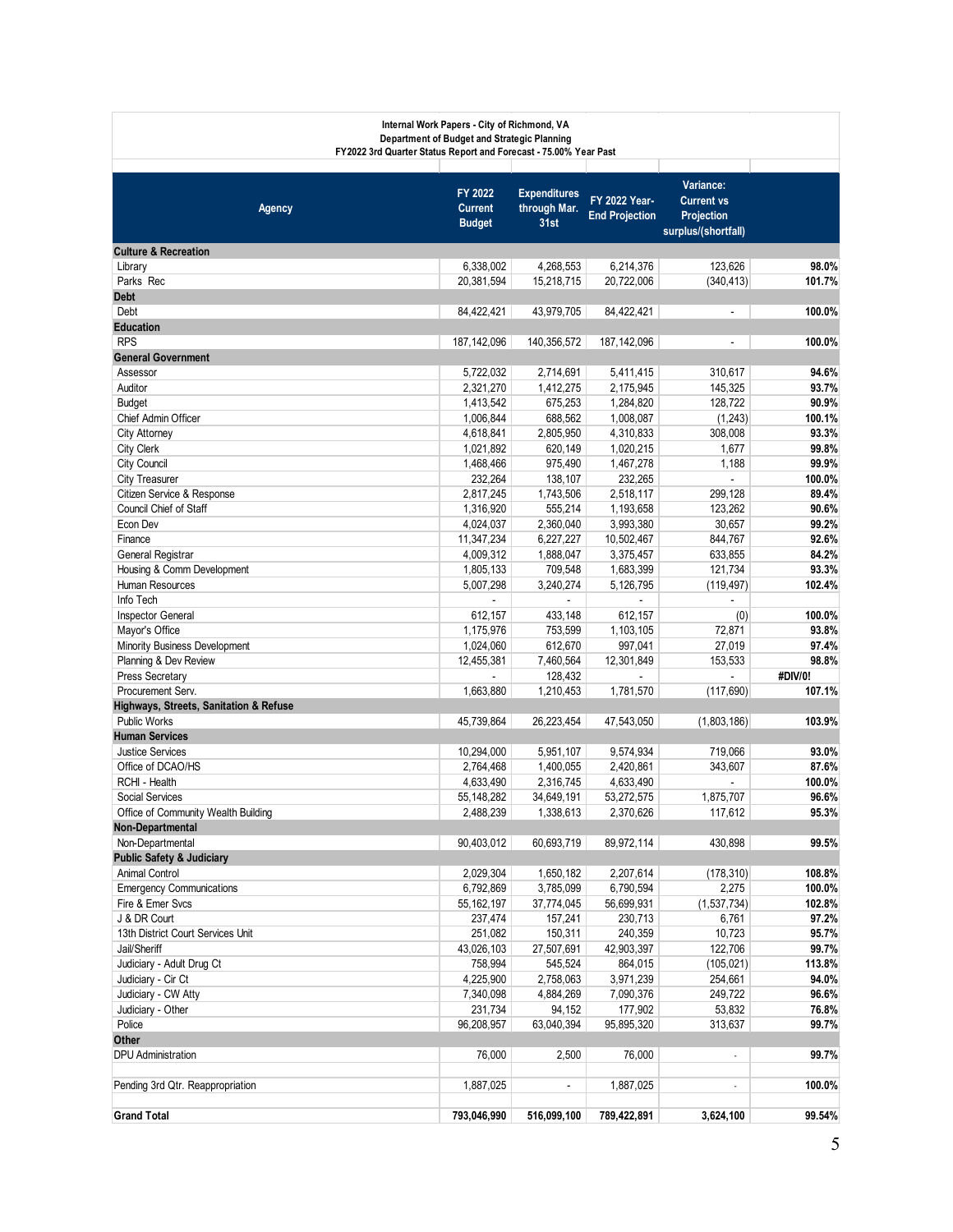**Internal Work Papers - City of Richmond, VA**
**Department of Budget and Strategic Planning**
**FY2022 3rd Quarter Status Report and Forecast - 75.00% Year Past**

| Agency | FY 2022 Current Budget | Expenditures through Mar. 31st | FY 2022 Year-End Projection | Variance: Current vs Projection surplus/(shortfall) | |
|---|---|---|---|---|---|
| **Culture & Recreation** | | | | | |
| Library | 6,338,002 | 4,268,553 | 6,214,376 | 123,626 | **98.0%** |
| Parks Rec | 20,381,594 | 15,218,715 | 20,722,006 | (340,413) | **101.7%** |
| **Debt** | | | | | |
| Debt | 84,422,421 | 43,979,705 | 84,422,421 | - | **100.0%** |
| **Education** | | | | | |
| RPS | 187,142,096 | 140,356,572 | 187,142,096 | - | **100.0%** |
| **General Government** | | | | | |
| Assessor | 5,722,032 | 2,714,691 | 5,411,415 | 310,617 | **94.6%** |
| Auditor | 2,321,270 | 1,412,275 | 2,175,945 | 145,325 | **93.7%** |
| Budget | 1,413,542 | 675,253 | 1,284,820 | 128,722 | **90.9%** |
| Chief Admin Officer | 1,006,844 | 688,562 | 1,008,087 | (1,243) | **100.1%** |
| City Attorney | 4,618,841 | 2,805,950 | 4,310,833 | 308,008 | **93.3%** |
| City Clerk | 1,021,892 | 620,149 | 1,020,215 | 1,677 | **99.8%** |
| City Council | 1,468,466 | 975,490 | 1,467,278 | 1,188 | **99.9%** |
| City Treasurer | 232,264 | 138,107 | 232,265 | - | **100.0%** |
| Citizen Service & Response | 2,817,245 | 1,743,506 | 2,518,117 | 299,128 | **89.4%** |
| Council Chief of Staff | 1,316,920 | 555,214 | 1,193,658 | 123,262 | **90.6%** |
| Econ Dev | 4,024,037 | 2,360,040 | 3,993,380 | 30,657 | **99.2%** |
| Finance | 11,347,234 | 6,227,227 | 10,502,467 | 844,767 | **92.6%** |
| General Registrar | 4,009,312 | 1,888,047 | 3,375,457 | 633,855 | **84.2%** |
| Housing & Comm Development | 1,805,133 | 709,548 | 1,683,399 | 121,734 | **93.3%** |
| Human Resources | 5,007,298 | 3,240,274 | 5,126,795 | (119,497) | **102.4%** |
| Info Tech | - | - | - | - | |
| Inspector General | 612,157 | 433,148 | 612,157 | (0) | **100.0%** |
| Mayor's Office | 1,175,976 | 753,599 | 1,103,105 | 72,871 | **93.8%** |
| Minority Business Development | 1,024,060 | 612,670 | 997,041 | 27,019 | **97.4%** |
| Planning & Dev Review | 12,455,381 | 7,460,564 | 12,301,849 | 153,533 | **98.8%** |
| Press Secretary | - | 128,432 | - | - | **#DIV/0!** |
| Procurement Serv. | 1,663,880 | 1,210,453 | 1,781,570 | (117,690) | **107.1%** |
| **Highways, Streets, Sanitation & Refuse** | | | | | |
| Public Works | 45,739,864 | 26,223,454 | 47,543,050 | (1,803,186) | **103.9%** |
| **Human Services** | | | | | |
| Justice Services | 10,294,000 | 5,951,107 | 9,574,934 | 719,066 | **93.0%** |
| Office of DCAO/HS | 2,764,468 | 1,400,055 | 2,420,861 | 343,607 | **87.6%** |
| RCHI - Health | 4,633,490 | 2,316,745 | 4,633,490 | - | **100.0%** |
| Social Services | 55,148,282 | 34,649,191 | 53,272,575 | 1,875,707 | **96.6%** |
| Office of Community Wealth Building | 2,488,239 | 1,338,613 | 2,370,626 | 117,612 | **95.3%** |
| **Non-Departmental** | | | | | |
| Non-Departmental | 90,403,012 | 60,693,719 | 89,972,114 | 430,898 | **99.5%** |
| **Public Safety & Judiciary** | | | | | |
| Animal Control | 2,029,304 | 1,650,182 | 2,207,614 | (178,310) | **108.8%** |
| Emergency Communications | 6,792,869 | 3,785,099 | 6,790,594 | 2,275 | **100.0%** |
| Fire & Emer Svcs | 55,162,197 | 37,774,045 | 56,699,931 | (1,537,734) | **102.8%** |
| J & DR Court | 237,474 | 157,241 | 230,713 | 6,761 | **97.2%** |
| 13th District Court Services Unit | 251,082 | 150,311 | 240,359 | 10,723 | **95.7%** |
| Jail/Sheriff | 43,026,103 | 27,507,691 | 42,903,397 | 122,706 | **99.7%** |
| Judiciary - Adult Drug Ct | 758,994 | 545,524 | 864,015 | (105,021) | **113.8%** |
| Judiciary - Cir Ct | 4,225,900 | 2,758,063 | 3,971,239 | 254,661 | **94.0%** |
| Judiciary - CW Atty | 7,340,098 | 4,884,269 | 7,090,376 | 249,722 | **96.6%** |
| Judiciary - Other | 231,734 | 94,152 | 177,902 | 53,832 | **76.8%** |
| Police | 96,208,957 | 63,040,394 | 95,895,320 | 313,637 | **99.7%** |
| **Other** | | | | | |
| DPU Administration | 76,000 | 2,500 | 76,000 | - | **99.7%** |
| | | | | | |
| Pending 3rd Qtr. Reappropriation | 1,887,025 | - | 1,887,025 | - | **100.0%** |
| | | | | | |
| **Grand Total** | **793,046,990** | **516,099,100** | **789,422,891** | **3,624,100** | **99.54%** |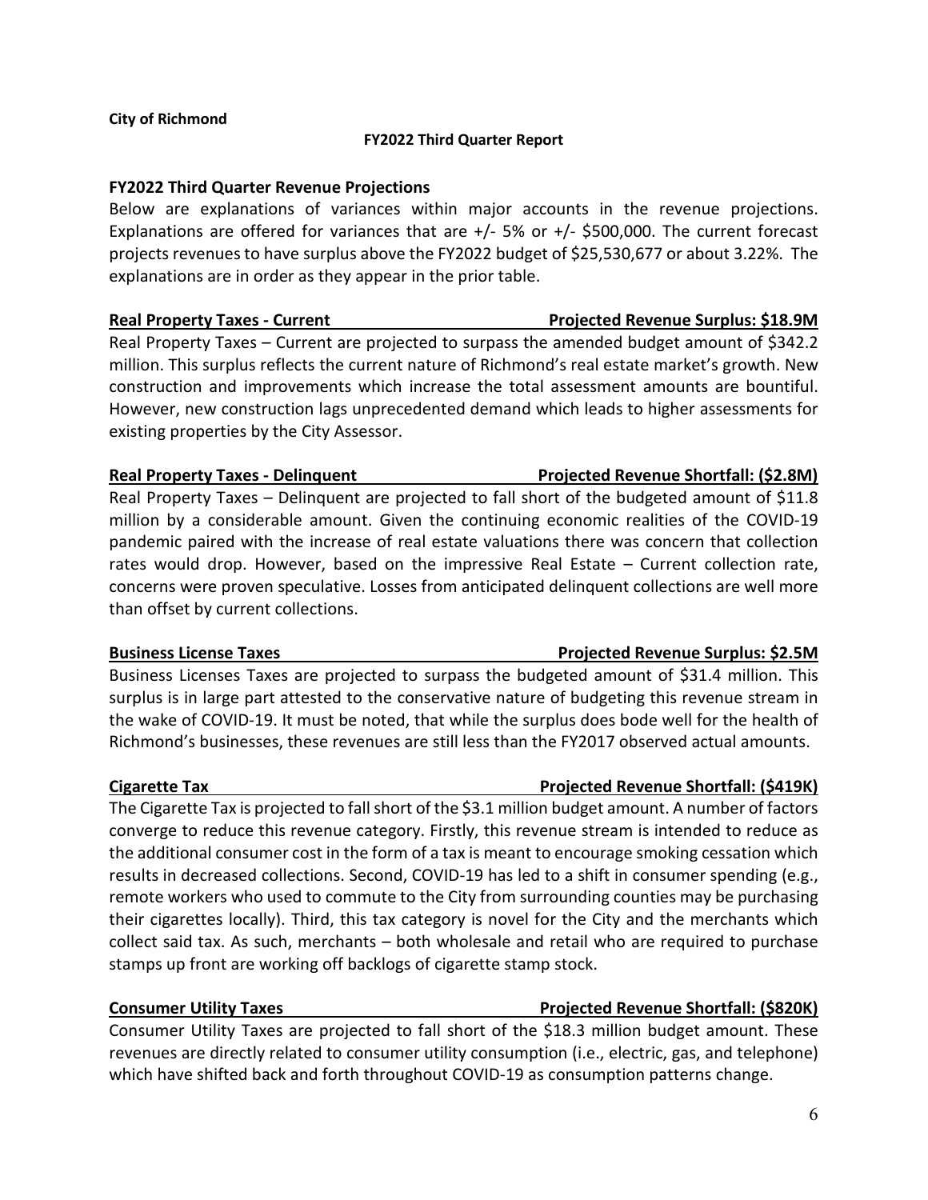**City of Richmond**

**FY2022 Third Quarter Report**

## FY2022 Third Quarter Revenue Projections

Below are explanations of variances within major accounts in the revenue projections. Explanations are offered for variances that are +/- 5% or +/- $500,000. The current forecast projects revenues to have surplus above the FY2022 budget of $25,530,677 or about 3.22%. The explanations are in order as they appear in the prior table.

**Real Property Taxes - Current — Projected Revenue Surplus: $18.9M**

Real Property Taxes – Current are projected to surpass the amended budget amount of $342.2 million. This surplus reflects the current nature of Richmond's real estate market's growth. New construction and improvements which increase the total assessment amounts are bountiful. However, new construction lags unprecedented demand which leads to higher assessments for existing properties by the City Assessor.

**Real Property Taxes - Delinquent — Projected Revenue Shortfall: ($2.8M)**

Real Property Taxes – Delinquent are projected to fall short of the budgeted amount of $11.8 million by a considerable amount. Given the continuing economic realities of the COVID-19 pandemic paired with the increase of real estate valuations there was concern that collection rates would drop. However, based on the impressive Real Estate – Current collection rate, concerns were proven speculative. Losses from anticipated delinquent collections are well more than offset by current collections.

**Business License Taxes — Projected Revenue Surplus: $2.5M**

Business Licenses Taxes are projected to surpass the budgeted amount of $31.4 million. This surplus is in large part attested to the conservative nature of budgeting this revenue stream in the wake of COVID-19. It must be noted, that while the surplus does bode well for the health of Richmond's businesses, these revenues are still less than the FY2017 observed actual amounts.

**Cigarette Tax — Projected Revenue Shortfall: ($419K)**

The Cigarette Tax is projected to fall short of the $3.1 million budget amount. A number of factors converge to reduce this revenue category. Firstly, this revenue stream is intended to reduce as the additional consumer cost in the form of a tax is meant to encourage smoking cessation which results in decreased collections. Second, COVID-19 has led to a shift in consumer spending (e.g., remote workers who used to commute to the City from surrounding counties may be purchasing their cigarettes locally). Third, this tax category is novel for the City and the merchants which collect said tax. As such, merchants – both wholesale and retail who are required to purchase stamps up front are working off backlogs of cigarette stamp stock.

**Consumer Utility Taxes — Projected Revenue Shortfall: ($820K)**

Consumer Utility Taxes are projected to fall short of the $18.3 million budget amount. These revenues are directly related to consumer utility consumption (i.e., electric, gas, and telephone) which have shifted back and forth throughout COVID-19 as consumption patterns change.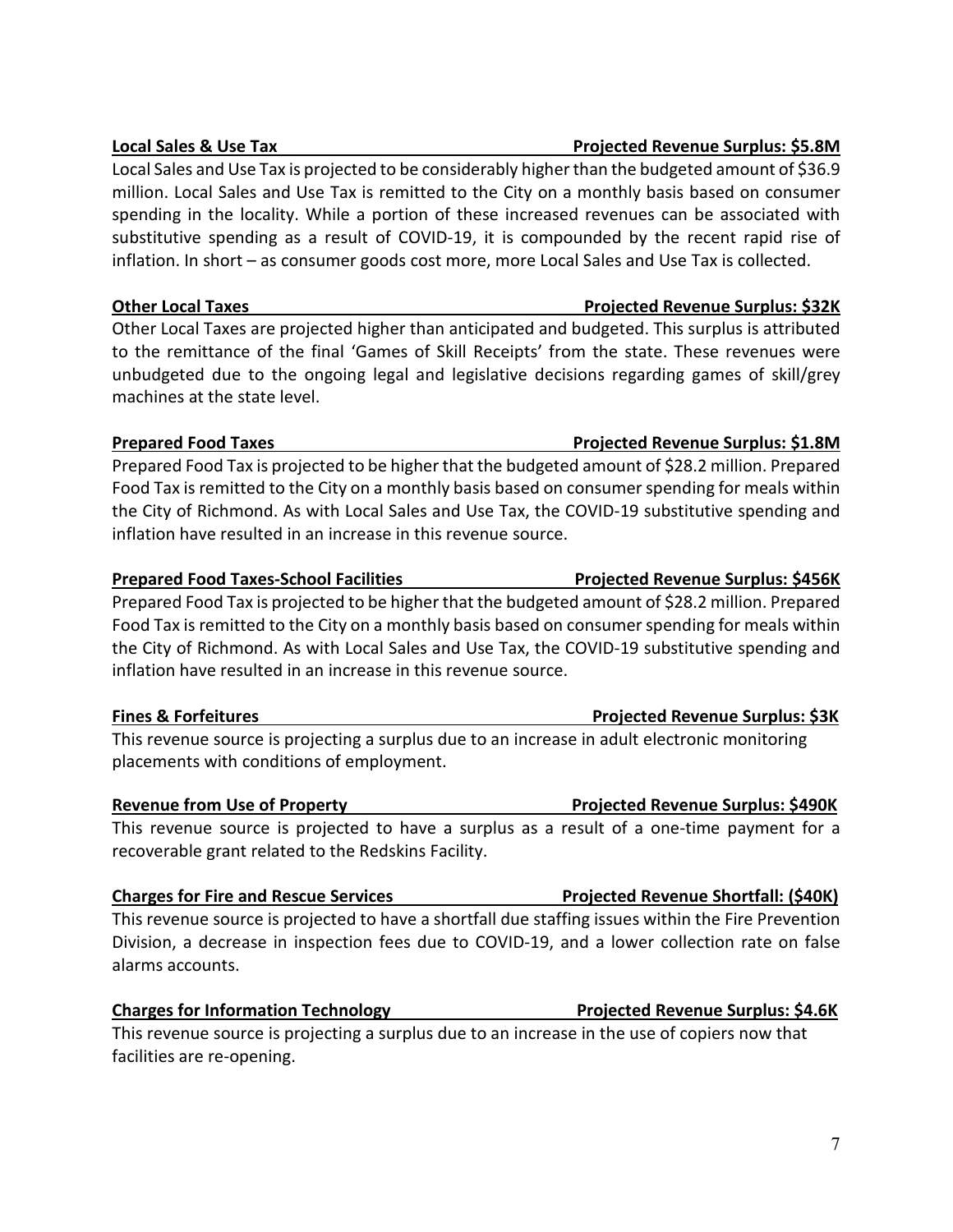**Local Sales & Use Tax** **Projected Revenue Surplus: $5.8M**

Local Sales and Use Tax is projected to be considerably higher than the budgeted amount of $36.9 million. Local Sales and Use Tax is remitted to the City on a monthly basis based on consumer spending in the locality. While a portion of these increased revenues can be associated with substitutive spending as a result of COVID-19, it is compounded by the recent rapid rise of inflation. In short – as consumer goods cost more, more Local Sales and Use Tax is collected.

**Other Local Taxes** **Projected Revenue Surplus: $32K**

Other Local Taxes are projected higher than anticipated and budgeted. This surplus is attributed to the remittance of the final 'Games of Skill Receipts' from the state. These revenues were unbudgeted due to the ongoing legal and legislative decisions regarding games of skill/grey machines at the state level.

**Prepared Food Taxes** **Projected Revenue Surplus: $1.8M**

Prepared Food Tax is projected to be higher that the budgeted amount of $28.2 million. Prepared Food Tax is remitted to the City on a monthly basis based on consumer spending for meals within the City of Richmond. As with Local Sales and Use Tax, the COVID-19 substitutive spending and inflation have resulted in an increase in this revenue source.

**Prepared Food Taxes-School Facilities** **Projected Revenue Surplus: $456K**

Prepared Food Tax is projected to be higher that the budgeted amount of $28.2 million. Prepared Food Tax is remitted to the City on a monthly basis based on consumer spending for meals within the City of Richmond. As with Local Sales and Use Tax, the COVID-19 substitutive spending and inflation have resulted in an increase in this revenue source.

**Fines & Forfeitures** **Projected Revenue Surplus: $3K**

This revenue source is projecting a surplus due to an increase in adult electronic monitoring placements with conditions of employment.

**Revenue from Use of Property** **Projected Revenue Surplus: $490K**

This revenue source is projected to have a surplus as a result of a one-time payment for a recoverable grant related to the Redskins Facility.

**Charges for Fire and Rescue Services** **Projected Revenue Shortfall: ($40K)**

This revenue source is projected to have a shortfall due staffing issues within the Fire Prevention Division, a decrease in inspection fees due to COVID-19, and a lower collection rate on false alarms accounts.

**Charges for Information Technology** **Projected Revenue Surplus: $4.6K**

This revenue source is projecting a surplus due to an increase in the use of copiers now that facilities are re-opening.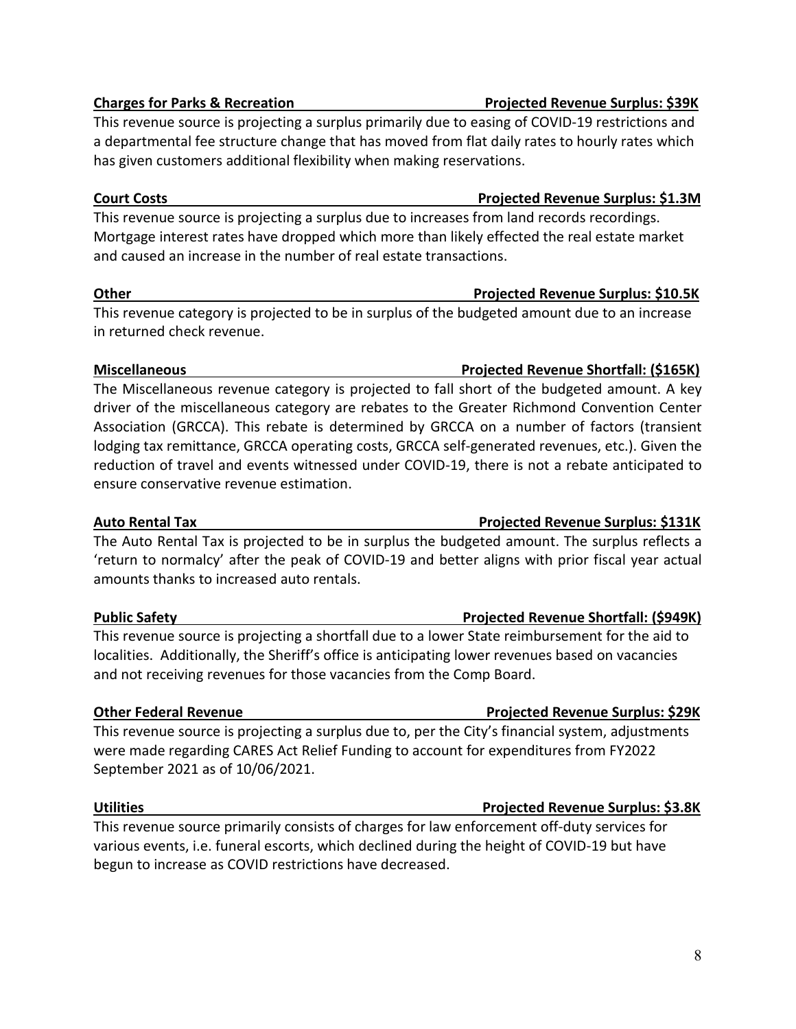**Charges for Parks & Recreation** **Projected Revenue Surplus: $39K**

This revenue source is projecting a surplus primarily due to easing of COVID-19 restrictions and a departmental fee structure change that has moved from flat daily rates to hourly rates which has given customers additional flexibility when making reservations.

**Court Costs** **Projected Revenue Surplus: $1.3M**

This revenue source is projecting a surplus due to increases from land records recordings. Mortgage interest rates have dropped which more than likely effected the real estate market and caused an increase in the number of real estate transactions.

**Other** **Projected Revenue Surplus: $10.5K**

This revenue category is projected to be in surplus of the budgeted amount due to an increase in returned check revenue.

**Miscellaneous** **Projected Revenue Shortfall: ($165K)**

The Miscellaneous revenue category is projected to fall short of the budgeted amount. A key driver of the miscellaneous category are rebates to the Greater Richmond Convention Center Association (GRCCA). This rebate is determined by GRCCA on a number of factors (transient lodging tax remittance, GRCCA operating costs, GRCCA self-generated revenues, etc.). Given the reduction of travel and events witnessed under COVID-19, there is not a rebate anticipated to ensure conservative revenue estimation.

**Auto Rental Tax** **Projected Revenue Surplus: $131K**

The Auto Rental Tax is projected to be in surplus the budgeted amount. The surplus reflects a 'return to normalcy' after the peak of COVID-19 and better aligns with prior fiscal year actual amounts thanks to increased auto rentals.

**Public Safety** **Projected Revenue Shortfall: ($949K)**

This revenue source is projecting a shortfall due to a lower State reimbursement for the aid to localities. Additionally, the Sheriff's office is anticipating lower revenues based on vacancies and not receiving revenues for those vacancies from the Comp Board.

**Other Federal Revenue** **Projected Revenue Surplus: $29K**

This revenue source is projecting a surplus due to, per the City's financial system, adjustments were made regarding CARES Act Relief Funding to account for expenditures from FY2022 September 2021 as of 10/06/2021.

**Utilities** **Projected Revenue Surplus: $3.8K**

This revenue source primarily consists of charges for law enforcement off-duty services for various events, i.e. funeral escorts, which declined during the height of COVID-19 but have begun to increase as COVID restrictions have decreased.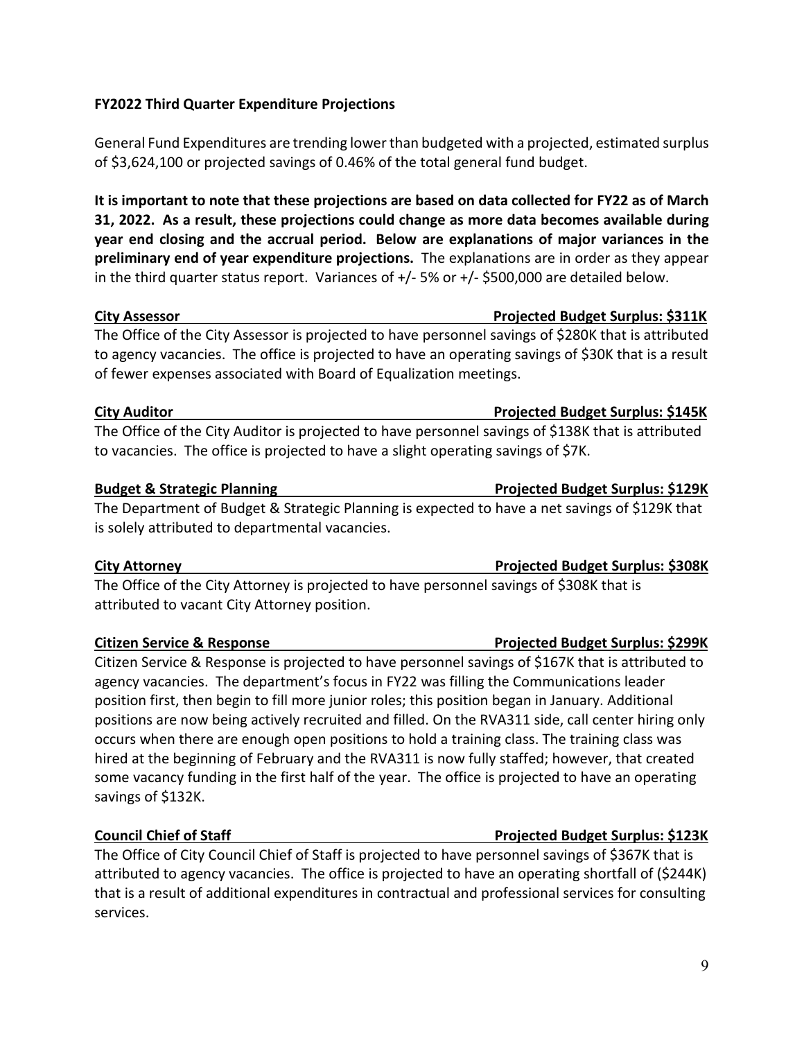**FY2022 Third Quarter Expenditure Projections**

General Fund Expenditures are trending lower than budgeted with a projected, estimated surplus of $3,624,100 or projected savings of 0.46% of the total general fund budget.

**It is important to note that these projections are based on data collected for FY22 as of March 31, 2022. As a result, these projections could change as more data becomes available during year end closing and the accrual period. Below are explanations of major variances in the preliminary end of year expenditure projections.** The explanations are in order as they appear in the third quarter status report. Variances of +/- 5% or +/- $500,000 are detailed below.

**City Assessor — Projected Budget Surplus: $311K**

The Office of the City Assessor is projected to have personnel savings of $280K that is attributed to agency vacancies. The office is projected to have an operating savings of $30K that is a result of fewer expenses associated with Board of Equalization meetings.

**City Auditor — Projected Budget Surplus: $145K**

The Office of the City Auditor is projected to have personnel savings of $138K that is attributed to vacancies. The office is projected to have a slight operating savings of $7K.

**Budget & Strategic Planning — Projected Budget Surplus: $129K**

The Department of Budget & Strategic Planning is expected to have a net savings of $129K that is solely attributed to departmental vacancies.

**City Attorney — Projected Budget Surplus: $308K**

The Office of the City Attorney is projected to have personnel savings of $308K that is attributed to vacant City Attorney position.

**Citizen Service & Response — Projected Budget Surplus: $299K**

Citizen Service & Response is projected to have personnel savings of $167K that is attributed to agency vacancies. The department's focus in FY22 was filling the Communications leader position first, then begin to fill more junior roles; this position began in January. Additional positions are now being actively recruited and filled. On the RVA311 side, call center hiring only occurs when there are enough open positions to hold a training class. The training class was hired at the beginning of February and the RVA311 is now fully staffed; however, that created some vacancy funding in the first half of the year. The office is projected to have an operating savings of $132K.

**Council Chief of Staff — Projected Budget Surplus: $123K**

The Office of City Council Chief of Staff is projected to have personnel savings of $367K that is attributed to agency vacancies. The office is projected to have an operating shortfall of ($244K) that is a result of additional expenditures in contractual and professional services for consulting services.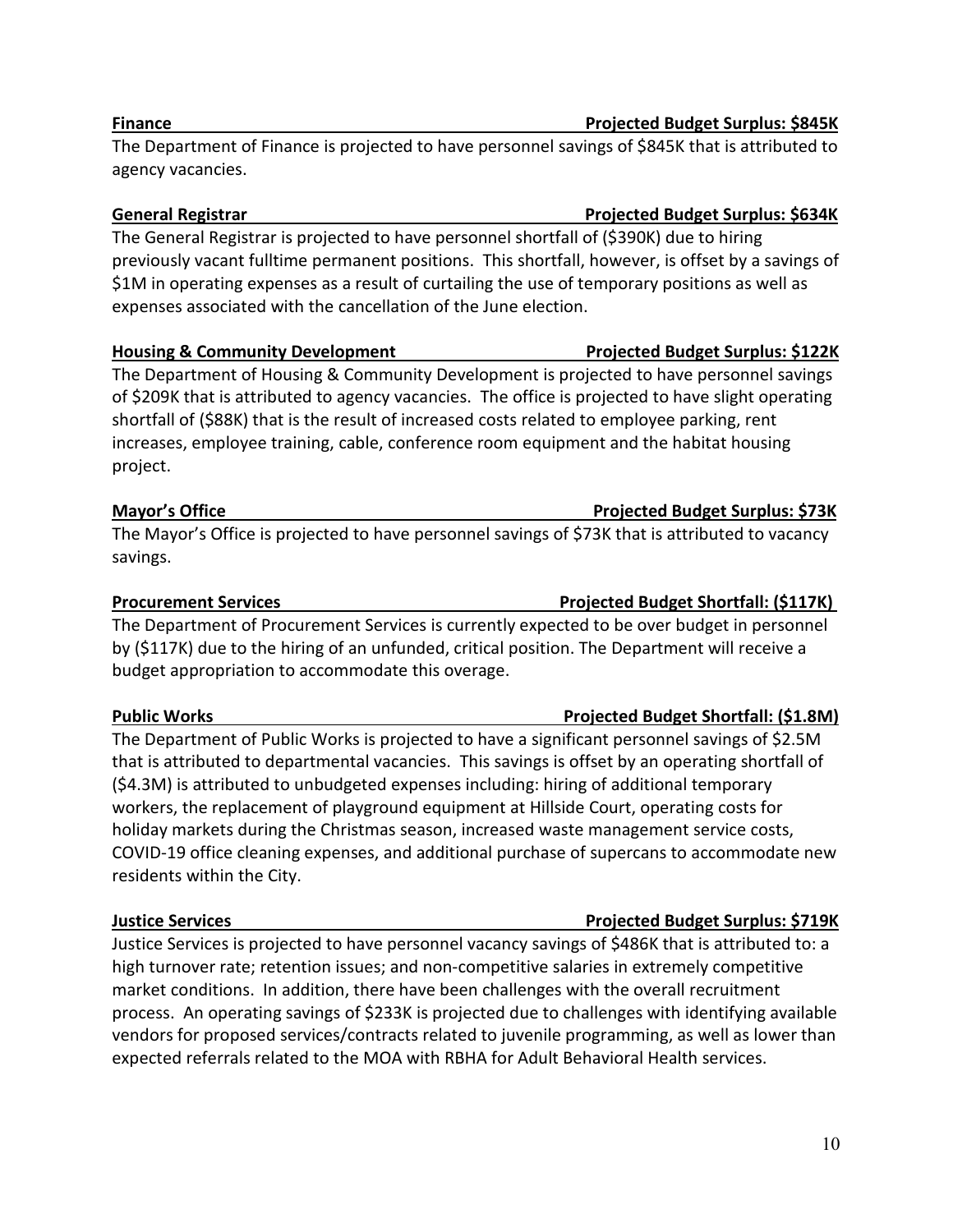**Finance** **Projected Budget Surplus: $845K**

The Department of Finance is projected to have personnel savings of $845K that is attributed to agency vacancies.

**General Registrar** **Projected Budget Surplus: $634K**

The General Registrar is projected to have personnel shortfall of ($390K) due to hiring previously vacant fulltime permanent positions. This shortfall, however, is offset by a savings of $1M in operating expenses as a result of curtailing the use of temporary positions as well as expenses associated with the cancellation of the June election.

**Housing & Community Development** **Projected Budget Surplus: $122K**

The Department of Housing & Community Development is projected to have personnel savings of $209K that is attributed to agency vacancies. The office is projected to have slight operating shortfall of ($88K) that is the result of increased costs related to employee parking, rent increases, employee training, cable, conference room equipment and the habitat housing project.

**Mayor's Office** **Projected Budget Surplus: $73K**

The Mayor's Office is projected to have personnel savings of $73K that is attributed to vacancy savings.

**Procurement Services** **Projected Budget Shortfall: ($117K)**

The Department of Procurement Services is currently expected to be over budget in personnel by ($117K) due to the hiring of an unfunded, critical position. The Department will receive a budget appropriation to accommodate this overage.

**Public Works** **Projected Budget Shortfall: ($1.8M)**

The Department of Public Works is projected to have a significant personnel savings of $2.5M that is attributed to departmental vacancies. This savings is offset by an operating shortfall of ($4.3M) is attributed to unbudgeted expenses including: hiring of additional temporary workers, the replacement of playground equipment at Hillside Court, operating costs for holiday markets during the Christmas season, increased waste management service costs, COVID-19 office cleaning expenses, and additional purchase of supercans to accommodate new residents within the City.

**Justice Services** **Projected Budget Surplus: $719K**

Justice Services is projected to have personnel vacancy savings of $486K that is attributed to: a high turnover rate; retention issues; and non-competitive salaries in extremely competitive market conditions. In addition, there have been challenges with the overall recruitment process. An operating savings of $233K is projected due to challenges with identifying available vendors for proposed services/contracts related to juvenile programming, as well as lower than expected referrals related to the MOA with RBHA for Adult Behavioral Health services.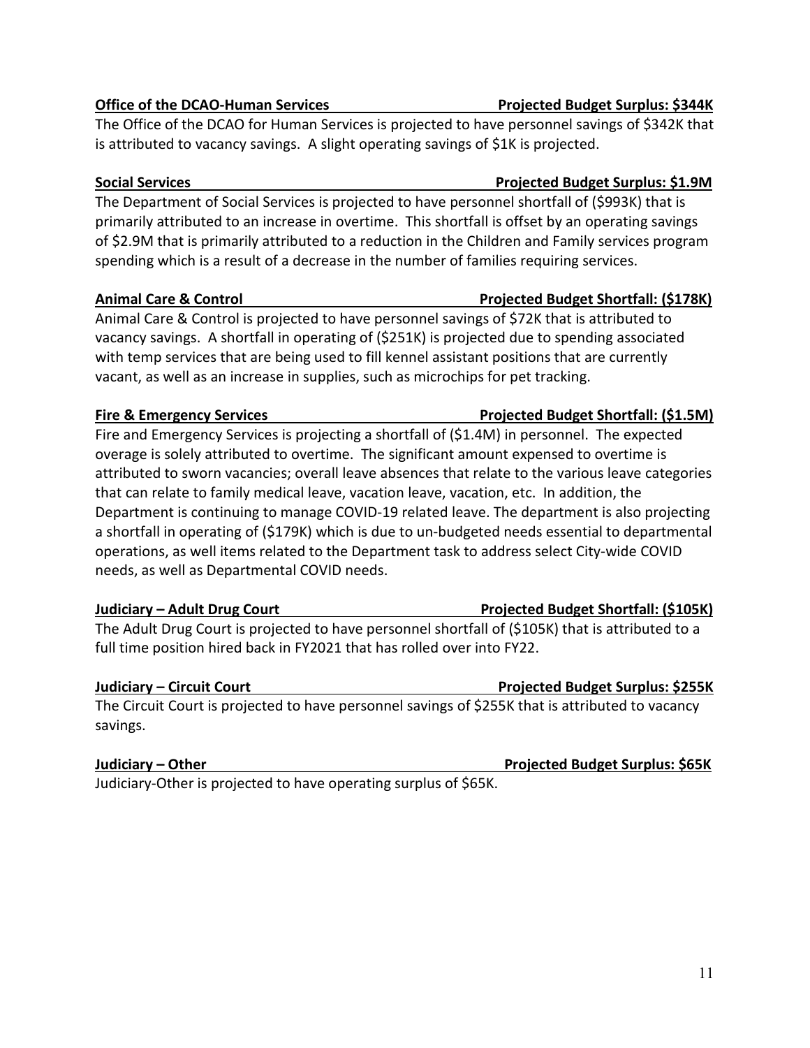**Office of the DCAO-Human Services** **Projected Budget Surplus: $344K**

The Office of the DCAO for Human Services is projected to have personnel savings of $342K that is attributed to vacancy savings. A slight operating savings of $1K is projected.

**Social Services** **Projected Budget Surplus: $1.9M**

The Department of Social Services is projected to have personnel shortfall of ($993K) that is primarily attributed to an increase in overtime. This shortfall is offset by an operating savings of $2.9M that is primarily attributed to a reduction in the Children and Family services program spending which is a result of a decrease in the number of families requiring services.

**Animal Care & Control** **Projected Budget Shortfall: ($178K)**

Animal Care & Control is projected to have personnel savings of $72K that is attributed to vacancy savings. A shortfall in operating of ($251K) is projected due to spending associated with temp services that are being used to fill kennel assistant positions that are currently vacant, as well as an increase in supplies, such as microchips for pet tracking.

**Fire & Emergency Services** **Projected Budget Shortfall: ($1.5M)**

Fire and Emergency Services is projecting a shortfall of ($1.4M) in personnel. The expected overage is solely attributed to overtime. The significant amount expensed to overtime is attributed to sworn vacancies; overall leave absences that relate to the various leave categories that can relate to family medical leave, vacation leave, vacation, etc. In addition, the Department is continuing to manage COVID-19 related leave. The department is also projecting a shortfall in operating of ($179K) which is due to un-budgeted needs essential to departmental operations, as well items related to the Department task to address select City-wide COVID needs, as well as Departmental COVID needs.

**Judiciary – Adult Drug Court** **Projected Budget Shortfall: ($105K)**

The Adult Drug Court is projected to have personnel shortfall of ($105K) that is attributed to a full time position hired back in FY2021 that has rolled over into FY22.

**Judiciary – Circuit Court** **Projected Budget Surplus: $255K**

The Circuit Court is projected to have personnel savings of $255K that is attributed to vacancy savings.

**Judiciary – Other** **Projected Budget Surplus: $65K**

Judiciary-Other is projected to have operating surplus of $65K.